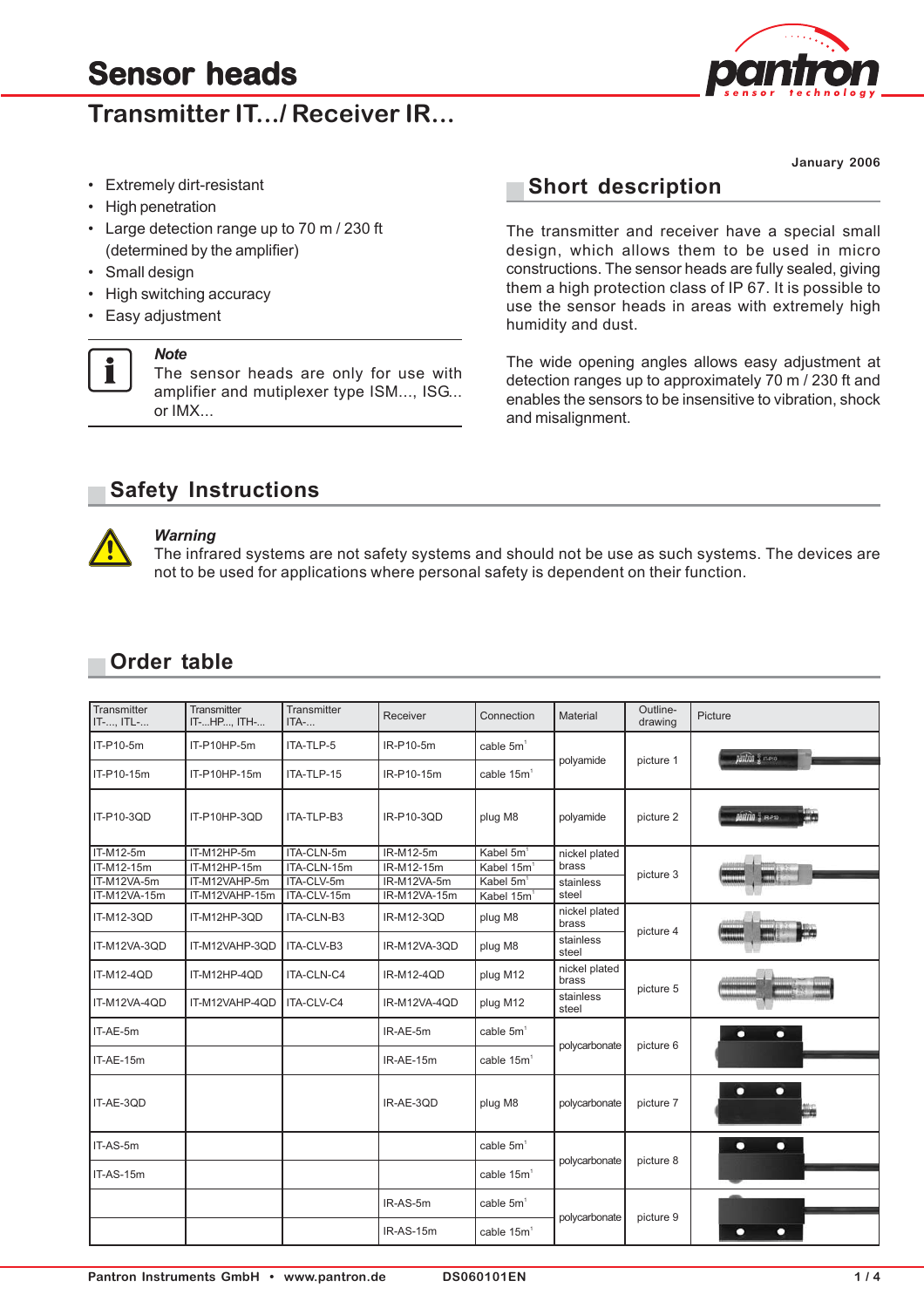# Sensor heads

## Transmitter IT.../ Receiver IR...

January 2006

- Extremely dirt-resistant
- High penetration
- Large detection range up to 70 m / 230 ft (determined by the amplifier)
- Small design
- High switching accuracy
- Easy adjustment

***Note***
The sensor heads are only for use with amplifier and mutiplexer type ISM..., ISG... or IMX...

## Short description

The transmitter and receiver have a special small design, which allows them to be used in micro constructions. The sensor heads are fully sealed, giving them a high protection class of IP 67. It is possible to use the sensor heads in areas with extremely high humidity and dust.

The wide opening angles allows easy adjustment at detection ranges up to approximately 70 m / 230 ft and enables the sensors to be insensitive to vibration, shock and misalignment.

## Safety Instructions

***Warning***
The infrared systems are not safety systems and should not be use as such systems. The devices are not to be used for applications where personal safety is dependent on their function.

## Order table

| Transmitter IT-..., ITL-... | Transmitter IT-...HP..., ITH-... | Transmitter ITA-... | Receiver | Connection | Material | Outline-drawing | Picture |
|---|---|---|---|---|---|---|---|
| IT-P10-5m | IT-P10HP-5m | ITA-TLP-5 | IR-P10-5m | cable 5m[1] | polyamide | picture 1 | |
| IT-P10-15m | IT-P10HP-15m | ITA-TLP-15 | IR-P10-15m | cable 15m[1] | | | |
| IT-P10-3QD | IT-P10HP-3QD | ITA-TLP-B3 | IR-P10-3QD | plug M8 | polyamide | picture 2 | |
| IT-M12-5m | IT-M12HP-5m | ITA-CLN-5m | IR-M12-5m | Kabel 5m[1] | nickel plated brass | picture 3 | |
| IT-M12-15m | IT-M12HP-15m | ITA-CLN-15m | IR-M12-15m | Kabel 15m[1] | | | |
| IT-M12VA-5m | IT-M12VAHP-5m | ITA-CLV-5m | IR-M12VA-5m | Kabel 5m[1] | stainless steel | | |
| IT-M12VA-15m | IT-M12VAHP-15m | ITA-CLV-15m | IR-M12VA-15m | Kabel 15m[1] | | | |
| IT-M12-3QD | IT-M12HP-3QD | ITA-CLN-B3 | IR-M12-3QD | plug M8 | nickel plated brass | picture 4 | |
| IT-M12VA-3QD | IT-M12VAHP-3QD | ITA-CLV-B3 | IR-M12VA-3QD | plug M8 | stainless steel | | |
| IT-M12-4QD | IT-M12HP-4QD | ITA-CLN-C4 | IR-M12-4QD | plug M12 | nickel plated brass | picture 5 | |
| IT-M12VA-4QD | IT-M12VAHP-4QD | ITA-CLV-C4 | IR-M12VA-4QD | plug M12 | stainless steel | | |
| IT-AE-5m | | | IR-AE-5m | cable 5m[1] | polycarbonate | picture 6 | |
| IT-AE-15m | | | IR-AE-15m | cable 15m[1] | | | |
| IT-AE-3QD | | | IR-AE-3QD | plug M8 | polycarbonate | picture 7 | |
| IT-AS-5m | | | | cable 5m[1] | polycarbonate | picture 8 | |
| IT-AS-15m | | | | cable 15m[1] | | | |
| | | | IR-AS-5m | cable 5m[1] | polycarbonate | picture 9 | |
| | | | IR-AS-15m | cable 15m[1] | | | |

Pantron Instruments GmbH • www.pantron.de DS060101EN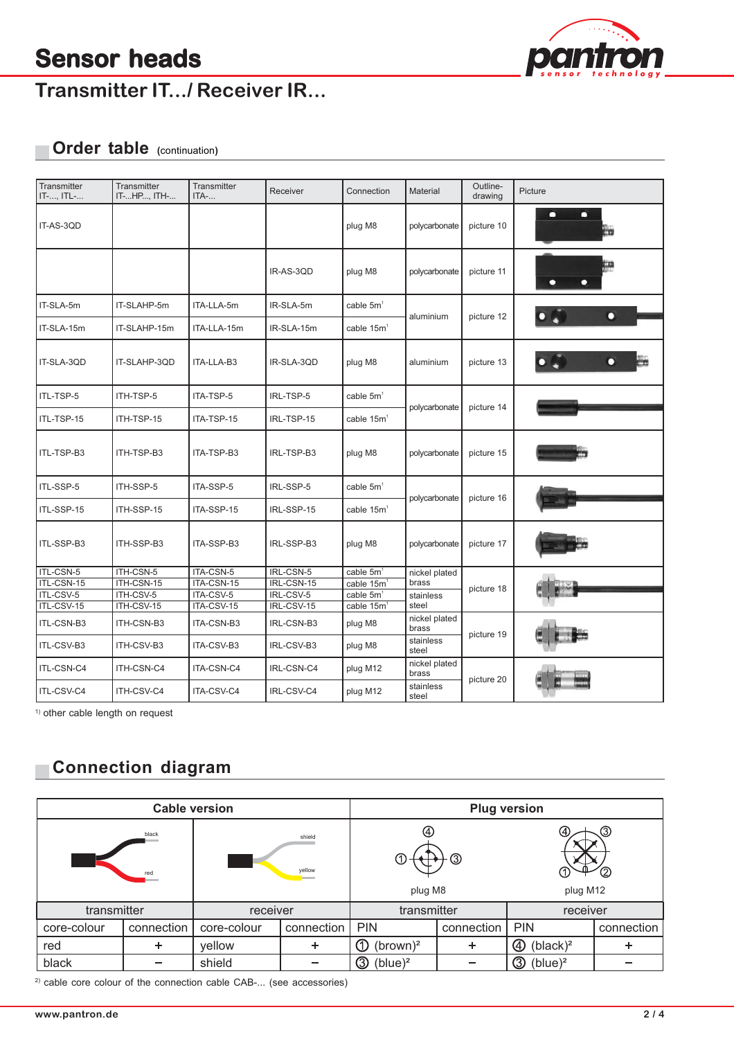# Sensor heads

## Transmitter IT.../ Receiver IR...

### Order table (continuation)

| Transmitter IT-..., ITL-... | Transmitter IT-...HP..., ITH-... | Transmitter ITA-... | Receiver | Connection | Material | Outline-drawing | Picture |
|---|---|---|---|---|---|---|---|
| IT-AS-3QD | | | | plug M8 | polycarbonate | picture 10 | |
| | | | IR-AS-3QD | plug M8 | polycarbonate | picture 11 | |
| IT-SLA-5m | IT-SLAHP-5m | ITA-LLA-5m | IR-SLA-5m | cable 5m[1] | aluminium | picture 12 | |
| IT-SLA-15m | IT-SLAHP-15m | ITA-LLA-15m | IR-SLA-15m | cable 15m[1] | | | |
| IT-SLA-3QD | IT-SLAHP-3QD | ITA-LLA-B3 | IR-SLA-3QD | plug M8 | aluminium | picture 13 | |
| ITL-TSP-5 | ITH-TSP-5 | ITA-TSP-5 | IRL-TSP-5 | cable 5m[1] | polycarbonate | picture 14 | |
| ITL-TSP-15 | ITH-TSP-15 | ITA-TSP-15 | IRL-TSP-15 | cable 15m[1] | | | |
| ITL-TSP-B3 | ITH-TSP-B3 | ITA-TSP-B3 | IRL-TSP-B3 | plug M8 | polycarbonate | picture 15 | |
| ITL-SSP-5 | ITH-SSP-5 | ITA-SSP-5 | IRL-SSP-5 | cable 5m[1] | polycarbonate | picture 16 | |
| ITL-SSP-15 | ITH-SSP-15 | ITA-SSP-15 | IRL-SSP-15 | cable 15m[1] | | | |
| ITL-SSP-B3 | ITH-SSP-B3 | ITA-SSP-B3 | IRL-SSP-B3 | plug M8 | polycarbonate | picture 17 | |
| ITL-CSN-5 | ITH-CSN-5 | ITA-CSN-5 | IRL-CSN-5 | cable 5m[1] | nickel plated brass | picture 18 | |
| ITL-CSN-15 | ITH-CSN-15 | ITA-CSN-15 | IRL-CSN-15 | cable 15m[1] | | | |
| ITL-CSV-5 | ITH-CSV-5 | ITA-CSV-5 | IRL-CSV-5 | cable 5m[1] | stainless steel | | |
| ITL-CSV-15 | ITH-CSV-15 | ITA-CSV-15 | IRL-CSV-15 | cable 15m[1] | | | |
| ITL-CSN-B3 | ITH-CSN-B3 | ITA-CSN-B3 | IRL-CSN-B3 | plug M8 | nickel plated brass | picture 19 | |
| ITL-CSV-B3 | ITH-CSV-B3 | ITA-CSV-B3 | IRL-CSV-B3 | plug M8 | stainless steel | | |
| ITL-CSN-C4 | ITH-CSN-C4 | ITA-CSN-C4 | IRL-CSN-C4 | plug M12 | nickel plated brass | picture 20 | |
| ITL-CSV-C4 | ITH-CSV-C4 | ITA-CSV-C4 | IRL-CSV-C4 | plug M12 | stainless steel | | |

[1] other cable length on request

### Connection diagram

| Cable version | | | | Plug version | | | |
|---|---|---|---|---|---|---|---|
| black / red | | shield / yellow | | plug M8 | | plug M12 | |
| transmitter | | receiver | | transmitter | | receiver | |
| core-colour | connection | core-colour | connection | PIN | connection | PIN | connection |
| red | + | yellow | + | ① (brown)[2] | + | ④ (black)[2] | + |
| black | – | shield | – | ③ (blue)[2] | – | ③ (blue)[2] | – |

[2] cable core colour of the connection cable CAB-... (see accessories)

www.pantron.de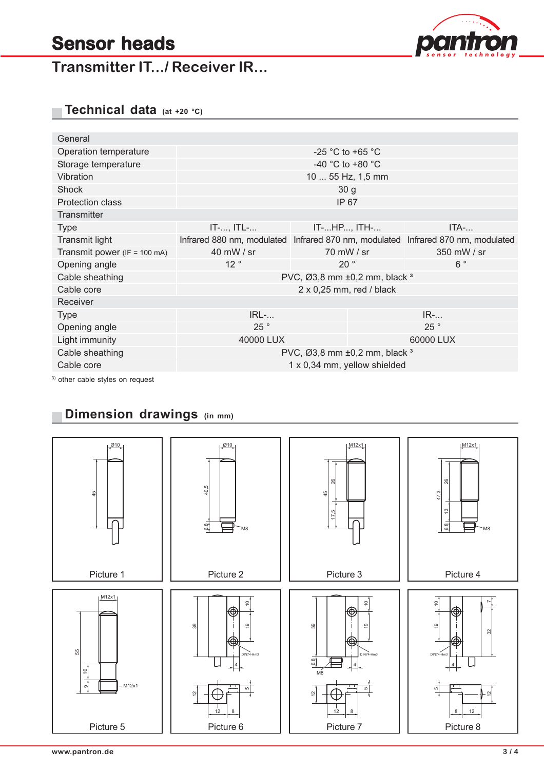# Sensor heads

## Transmitter IT.../ Receiver IR...

### Technical data (at +20 °C)

| General | | | |
|---|---|---|---|
| Operation temperature | -25 °C to +65 °C | | |
| Storage temperature | -40 °C to +80 °C | | |
| Vibration | 10 ... 55 Hz, 1,5 mm | | |
| Shock | 30 g | | |
| Protection class | IP 67 | | |
| **Transmitter** | | | |
| Type | IT-..., ITL-... | IT-...HP..., ITH-... | ITA-... |
| Transmit light | Infrared 880 nm, modulated | Infrared 870 nm, modulated | Infrared 870 nm, modulated |
| Transmit power (IF = 100 mA) | 40 mW / sr | 70 mW / sr | 350 mW / sr |
| Opening angle | 12 ° | 20 ° | 6 ° |
| Cable sheathing | PVC, Ø3,8 mm ±0,2 mm, black [3] | | |
| Cable core | 2 x 0,25 mm, red / black | | |
| **Receiver** | | | |
| Type | IRL-... | IR-... | |
| Opening angle | 25 ° | 25 ° | |
| Light immunity | 40000 LUX | 60000 LUX | |
| Cable sheathing | PVC, Ø3,8 mm ±0,2 mm, black [3] | | |
| Cable core | 1 x 0,34 mm, yellow shielded | | |

[3] other cable styles on request

### Dimension drawings (in mm)

Picture 1

Picture 2

Picture 3

Picture 4

Picture 5

Picture 6

Picture 7

Picture 8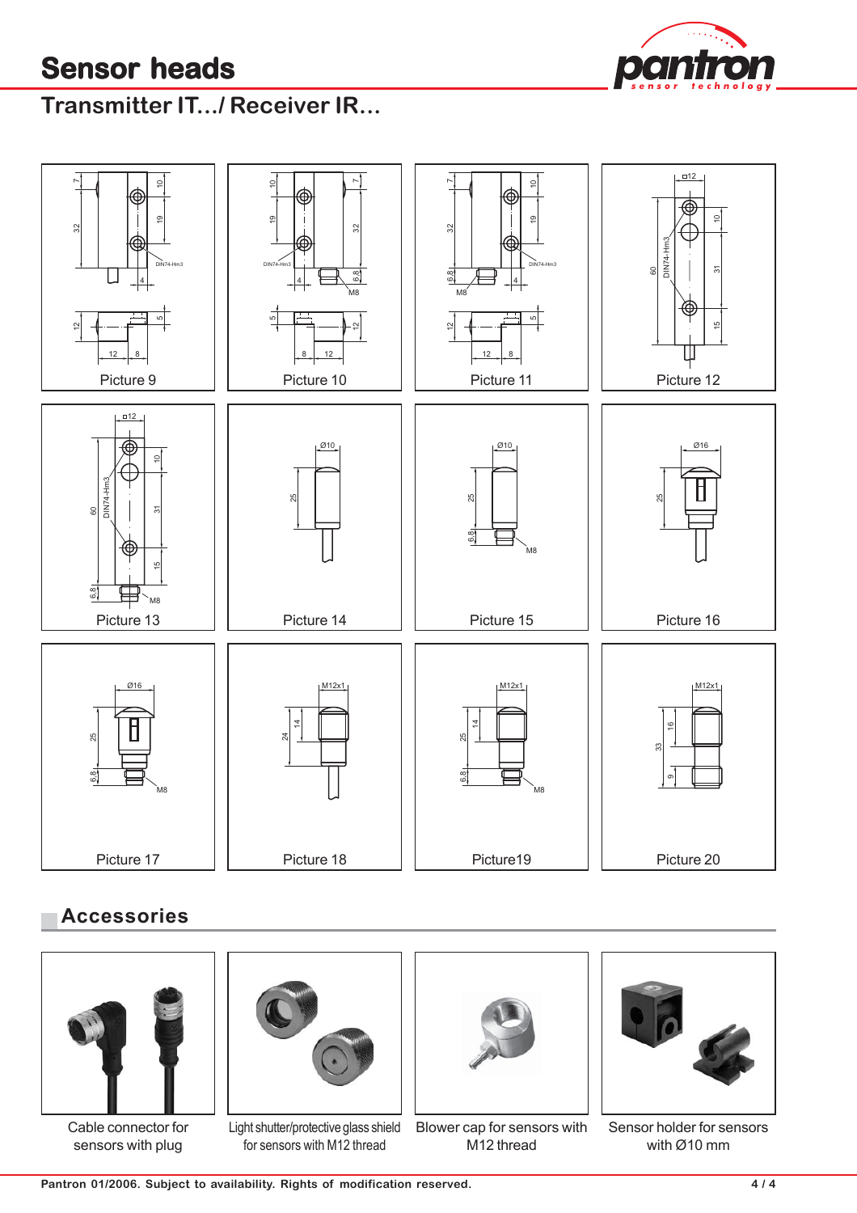# Sensor heads

## Transmitter IT.../ Receiver IR...

Picture 9

Picture 10

Picture 11

Picture 12

Picture 13

Picture 14

Picture 15

Picture 16

Picture 17

Picture 18

Picture19

Picture 20

## Accessories

Cable connector for sensors with plug

Light shutter/protective glass shield for sensors with M12 thread

Blower cap for sensors with M12 thread

Sensor holder for sensors with Ø10 mm

Pantron 01/2006. Subject to availability. Rights of modification reserved.